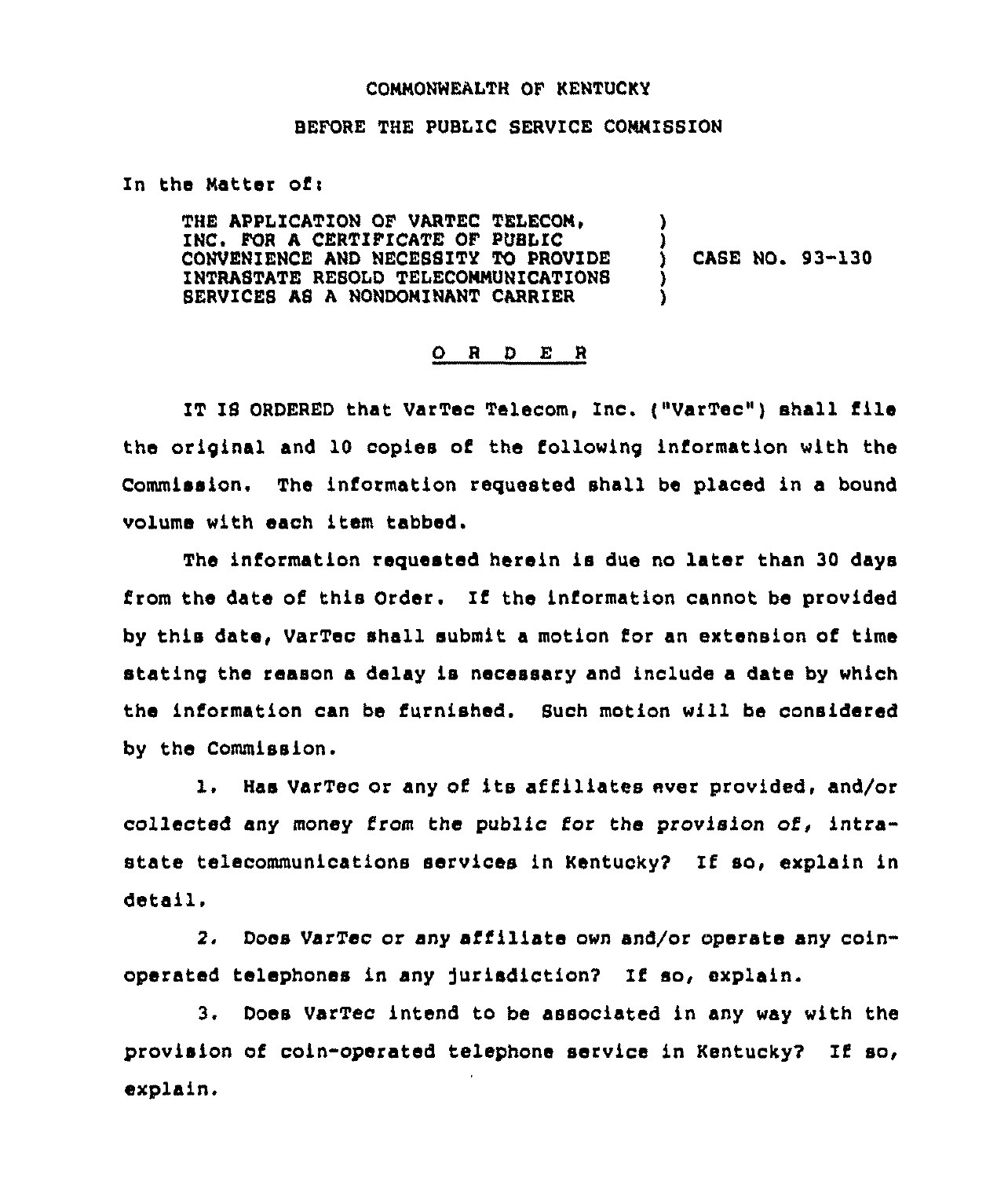COMMONWEALTH OF KENTUCKY

BEFORE THE PUBLIC SERVICE COMMISSION

In the Matter of:

THE APPLICATION OF VARTEC TELECOM, INC. FOR A CERTIFICATE OF PUBLIC CONVENIENCE AND NECESSITY TO PROVIDE INTRASTATE RESOLD TELECOMMUNICATIONS SERVICES AS A NONDOMINANT CARRIER ) CASE NO. 93-130

O R D E R

IT IS ORDERED that VarTec Telecom, Inc. ("VarTec") shall file the original and 10 copies of the following information with the Commission. The information requested shall be placed in a bound volume with each item tabbed.

The information requested herein is due no later than 30 days from the date of this Order. If the information cannot be provided by this date, VarTec shall submit a motion for an extension of time stating the reason a delay is necessary and include a date by which the information can be furnished. Such motion will be considered by the Commission.

1. Has VarTec or any of its affiliates ever provided, and/or collected any money from the public for the provision of, intrastate telecommunications services in Kentucky? If so, explain in detail.

2. Does VarTec or any affiliate own and/or operate any coin-operated telephones in any jurisdiction? If so, explain.

3. Does VarTec intend to be associated in any way with the provision of coin-operated telephone service in Kentucky? If so, explain.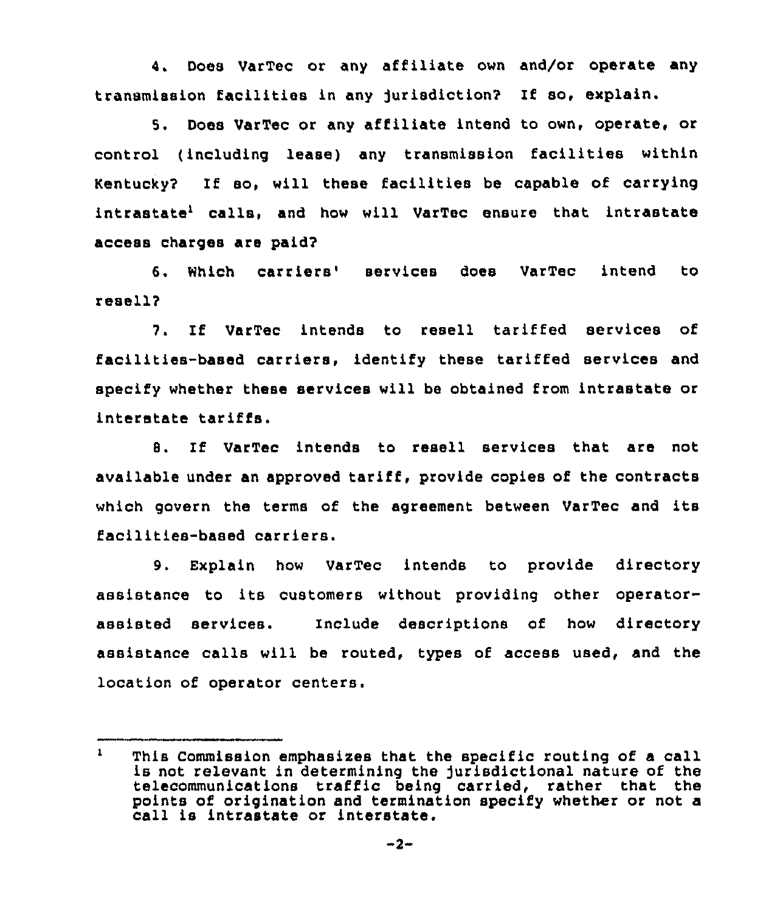4. Does VarTec or any affiliate own and/or operate any transmission facilities in any jurisdiction? If so, explain.

5. Does VarTec or any affiliate intend to own, operate, or control (including lease) any transmission facilities within Kentucky? If so, will these facilities be capable of carrying intrastate[1] calls, and how will VarTec ensure that intrastate access charges are paid?

6. Which carriers' services does VarTec intend to resell?

7. If VarTec intends to resell tariffed services of facilities-based carriers, identify these tariffed services and specify whether these services will be obtained from intrastate or interstate tariffs.

8. If VarTec intends to resell services that are not available under an approved tariff, provide copies of the contracts which govern the terms of the agreement between VarTec and its facilities-based carriers.

9. Explain how VarTec intends to provide directory assistance to its customers without providing other operator-assisted services. Include descriptions of how directory assistance calls will be routed, types of access used, and the location of operator centers.

---

[1] This Commission emphasizes that the specific routing of a call is not relevant in determining the jurisdictional nature of the telecommunications traffic being carried, rather that the points of origination and termination specify whether or not a call is intrastate or interstate.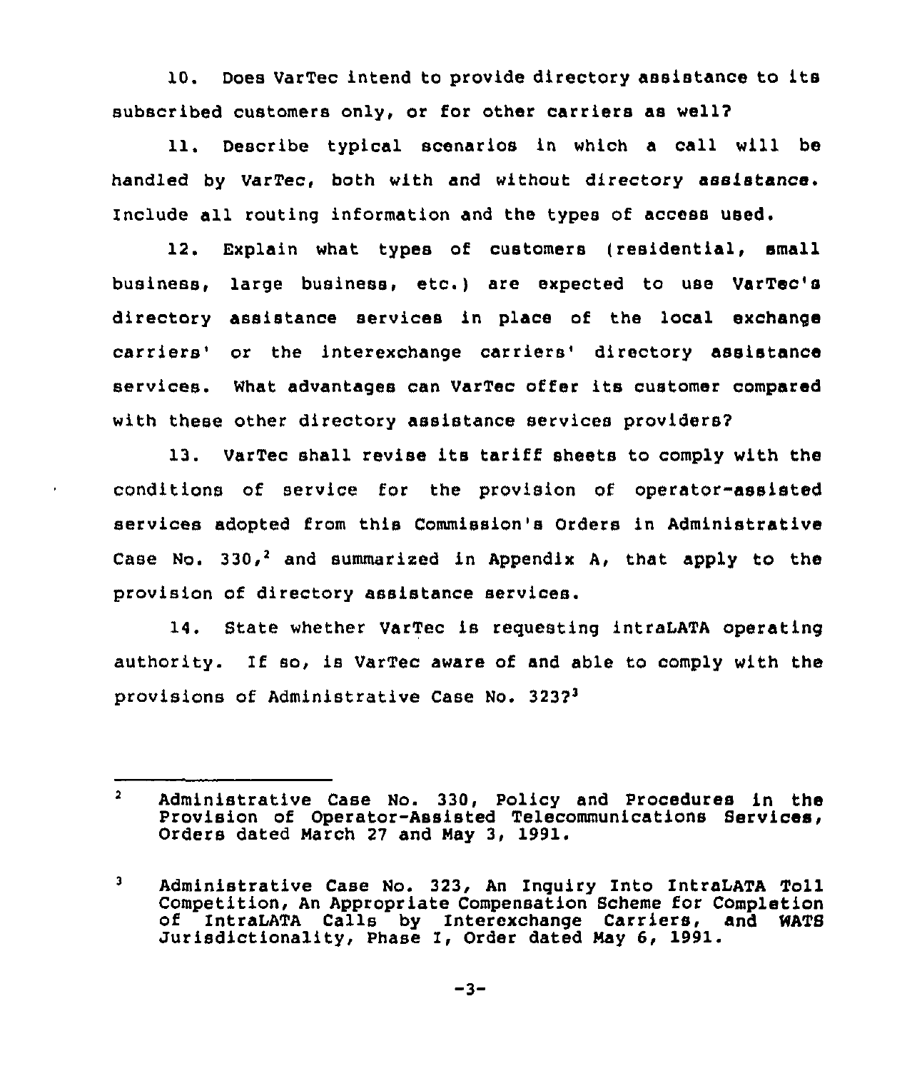10. Does VarTec intend to provide directory assistance to its subscribed customers only, or for other carriers as well?

11. Describe typical scenarios in which a call will be handled by VarTec, both with and without directory assistance. Include all routing information and the types of access used.

12. Explain what types of customers (residential, small business, large business, etc.) are expected to use VarTec's directory assistance services in place of the local exchange carriers' or the interexchange carriers' directory assistance services. What advantages can VarTec offer its customer compared with these other directory assistance services providers?

13. VarTec shall revise its tariff sheets to comply with the conditions of service for the provision of operator-assisted services adopted from this Commission's Orders in Administrative Case No. 330,[2] and summarized in Appendix A, that apply to the provision of directory assistance services.

14. State whether VarTec is requesting intraLATA operating authority. If so, is VarTec aware of and able to comply with the provisions of Administrative Case No. 323?[3]

---

[2] Administrative Case No. 330, Policy and Procedures in the Provision of Operator-Assisted Telecommunications Services, Orders dated March 27 and May 3, 1991.

[3] Administrative Case No. 323, An Inquiry Into IntraLATA Toll Competition, An Appropriate Compensation Scheme for Completion of IntraLATA Calls by Interexchange Carriers, and WATS Jurisdictionality, Phase I, Order dated May 6, 1991.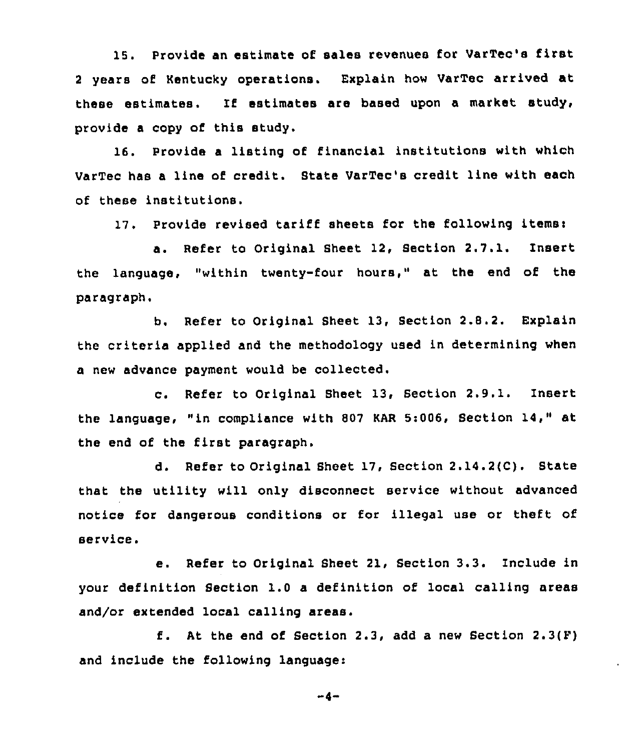15. Provide an estimate of sales revenues for VarTec's first 2 years of Kentucky operations. Explain how VarTec arrived at these estimates. If estimates are based upon a market study, provide a copy of this study.

16. Provide a listing of financial institutions with which VarTec has a line of credit. State VarTec's credit line with each of these institutions.

17. Provide revised tariff sheets for the following items:

a. Refer to Original Sheet 12, Section 2.7.1. Insert the language, "within twenty-four hours," at the end of the paragraph.

b. Refer to Original Sheet 13, Section 2.8.2. Explain the criteria applied and the methodology used in determining when a new advance payment would be collected.

c. Refer to Original Sheet 13, Section 2.9.1. Insert the language, "in compliance with 807 KAR 5:006, Section 14," at the end of the first paragraph.

d. Refer to Original Sheet 17, Section 2.14.2(C). State that the utility will only disconnect service without advanced notice for dangerous conditions or for illegal use or theft of service.

e. Refer to Original Sheet 21, Section 3.3. Include in your definition Section 1.0 a definition of local calling areas and/or extended local calling areas.

f. At the end of Section 2.3, add a new Section 2.3(F) and include the following language: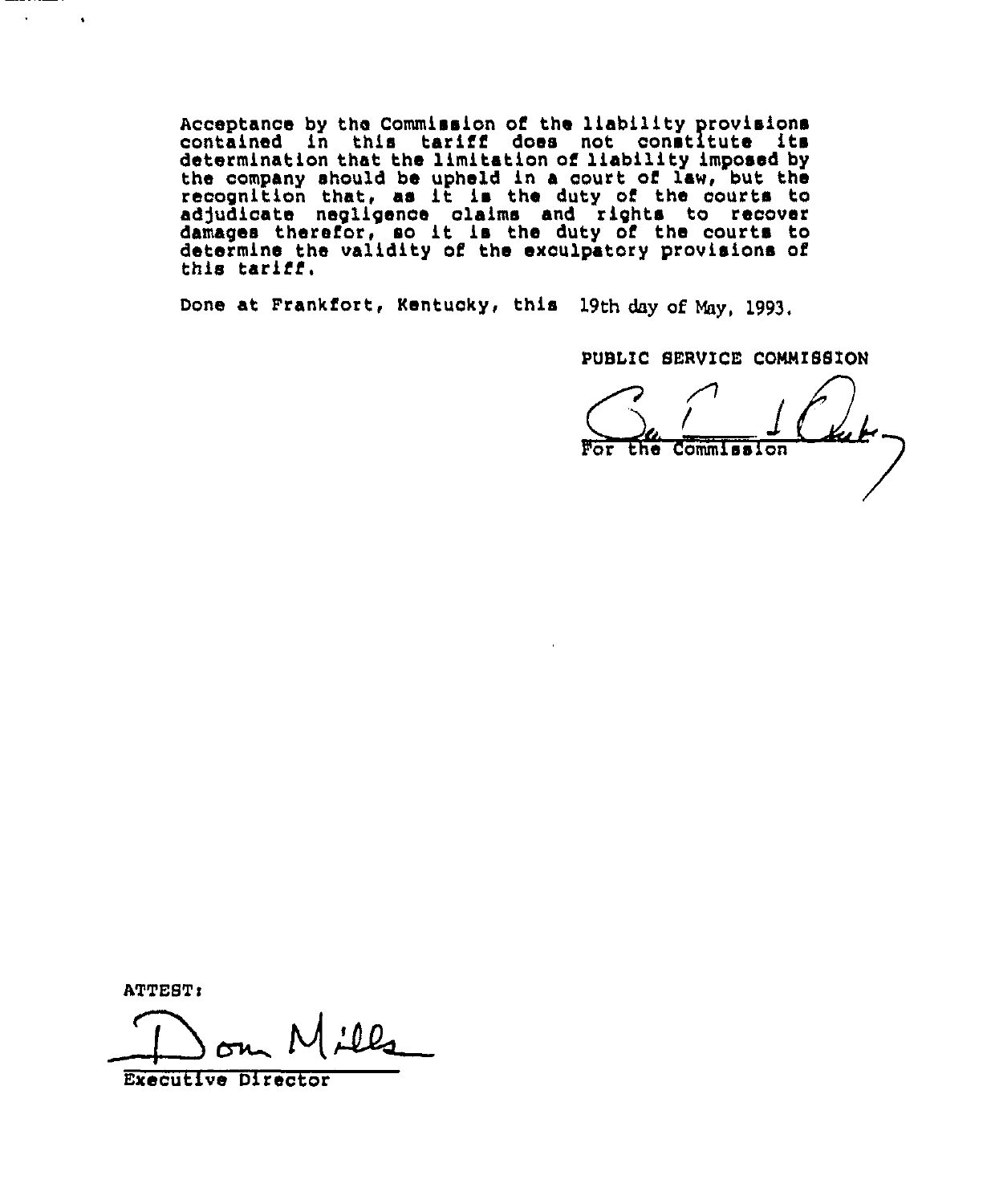Acceptance by the Commission of the liability provisions contained in this tariff does not constitute its determination that the limitation of liability imposed by the company should be upheld in a court of law, but the recognition that, as it is the duty of the courts to adjudicate negligence claims and rights to recover damages therefor, so it is the duty of the courts to determine the validity of the exculpatory provisions of this tariff.

Done at Frankfort, Kentucky, this 19th day of May, 1993.

PUBLIC SERVICE COMMISSION

For the Commission

ATTEST:

Don Mills

Executive Director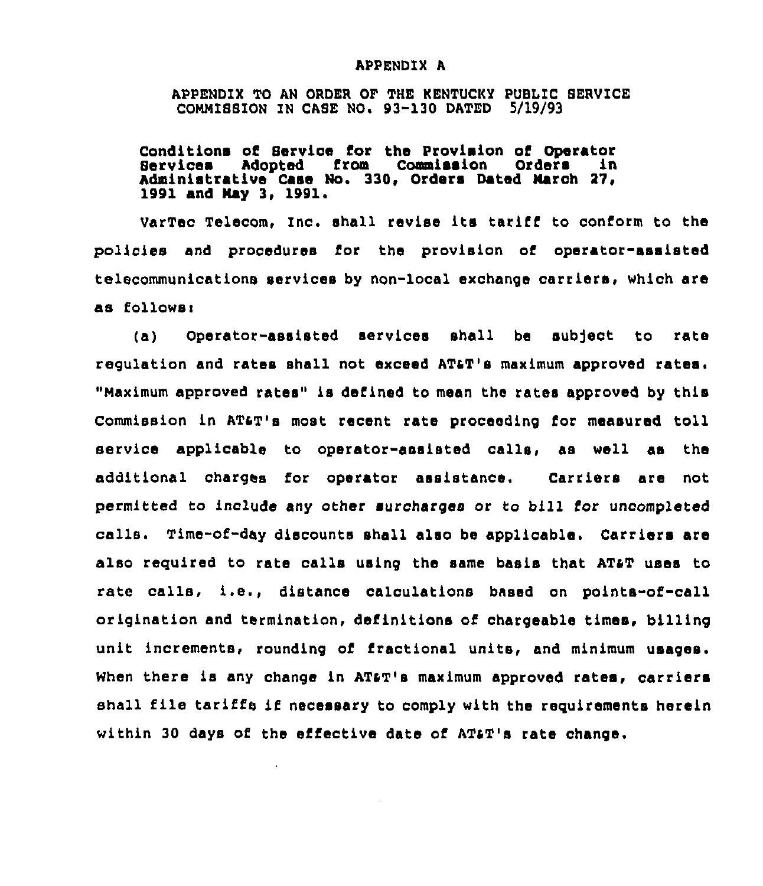# APPENDIX A

## APPENDIX TO AN ORDER OF THE KENTUCKY PUBLIC SERVICE COMMISSION IN CASE NO. 93-130 DATED 5/19/93

**Conditions of Service for the Provision of Operator Services Adopted from Commission Orders in Administrative Case No. 330, Orders Dated March 27, 1991 and May 3, 1991.**

VarTec Telecom, Inc. shall revise its tariff to conform to the policies and procedures for the provision of operator-assisted telecommunications services by non-local exchange carriers, which are as follows:

(a) Operator-assisted services shall be subject to rate regulation and rates shall not exceed AT&T's maximum approved rates. "Maximum approved rates" is defined to mean the rates approved by this Commission in AT&T's most recent rate proceeding for measured toll service applicable to operator-assisted calls, as well as the additional charges for operator assistance. Carriers are not permitted to include any other surcharges or to bill for uncompleted calls. Time-of-day discounts shall also be applicable. Carriers are also required to rate calls using the same basis that AT&T uses to rate calls, i.e., distance calculations based on points-of-call origination and termination, definitions of chargeable times, billing unit increments, rounding of fractional units, and minimum usages. When there is any change in AT&T's maximum approved rates, carriers shall file tariffs if necessary to comply with the requirements herein within 30 days of the effective date of AT&T's rate change.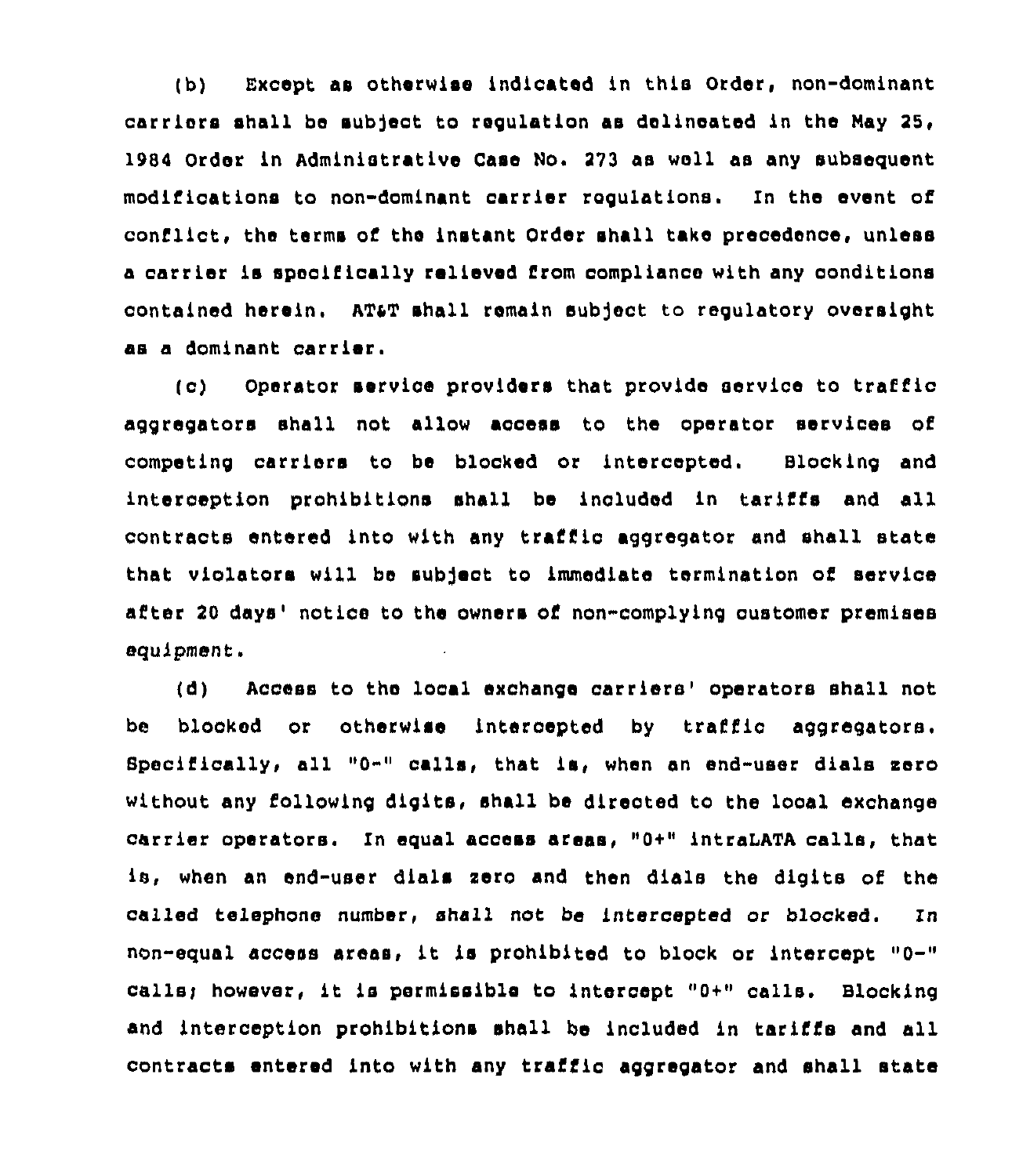(b) Except as otherwise indicated in this Order, non-dominant carriers shall be subject to regulation as delineated in the May 25, 1984 Order in Administrative Case No. 273 as well as any subsequent modifications to non-dominant carrier regulations. In the event of conflict, the terms of the instant Order shall take precedence, unless a carrier is specifically relieved from compliance with any conditions contained herein. AT&T shall remain subject to regulatory oversight as a dominant carrier.

(c) Operator service providers that provide service to traffic aggregators shall not allow access to the operator services of competing carriers to be blocked or intercepted. Blocking and interception prohibitions shall be included in tariffs and all contracts entered into with any traffic aggregator and shall state that violators will be subject to immediate termination of service after 20 days' notice to the owners of non-complying customer premises equipment.

(d) Access to the local exchange carriers' operators shall not be blocked or otherwise intercepted by traffic aggregators. Specifically, all "0-" calls, that is, when an end-user dials zero without any following digits, shall be directed to the local exchange carrier operators. In equal access areas, "0+" intraLATA calls, that is, when an end-user dials zero and then dials the digits of the called telephone number, *shall not be intercepted or blocked. In* non-equal access areas, it is prohibited to block or intercept "0-" calls; however, it is permissible to intercept "0+" calls. Blocking and interception prohibitions shall be included in tariffs and all contracts entered into with any traffic aggregator and shall state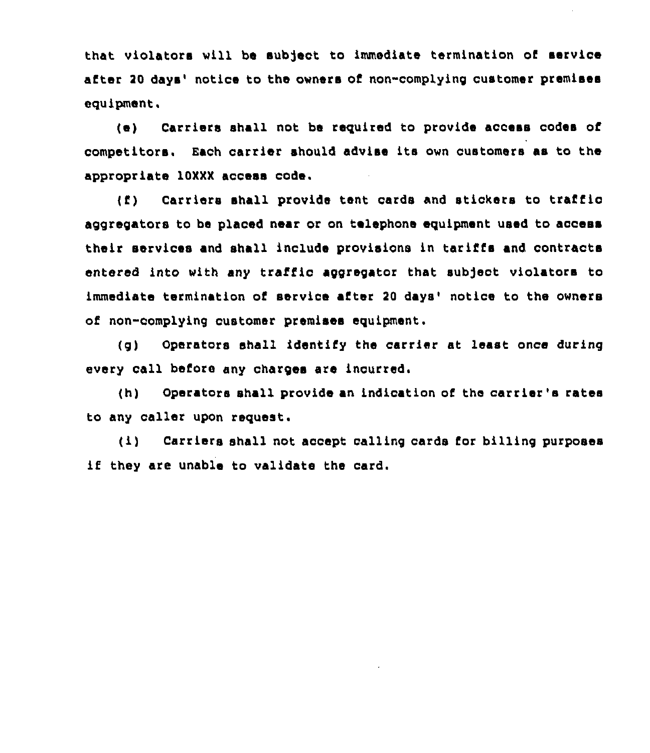that violators will be subject to immediate termination of service after 20 days' notice to the owners of non-complying customer premises equipment.

(e) Carriers shall not be required to provide access codes of competitors. Each carrier should advise its own customers as to the appropriate 10XXX access code.

(f) Carriers shall provide tent cards and stickers to traffic aggregators to be placed near or on telephone equipment used to access their services and shall include provisions in tariffs and contracts entered into with any traffic aggregator that subject violators to immediate termination of service after 20 days' notice to the owners of non-complying customer premises equipment.

(g) Operators shall identify the carrier at least once during every call before any charges are incurred.

(h) Operators shall provide an indication of the carrier's rates to any caller upon request.

(i) Carriers shall not accept calling cards for billing purposes if they are unable to validate the card.